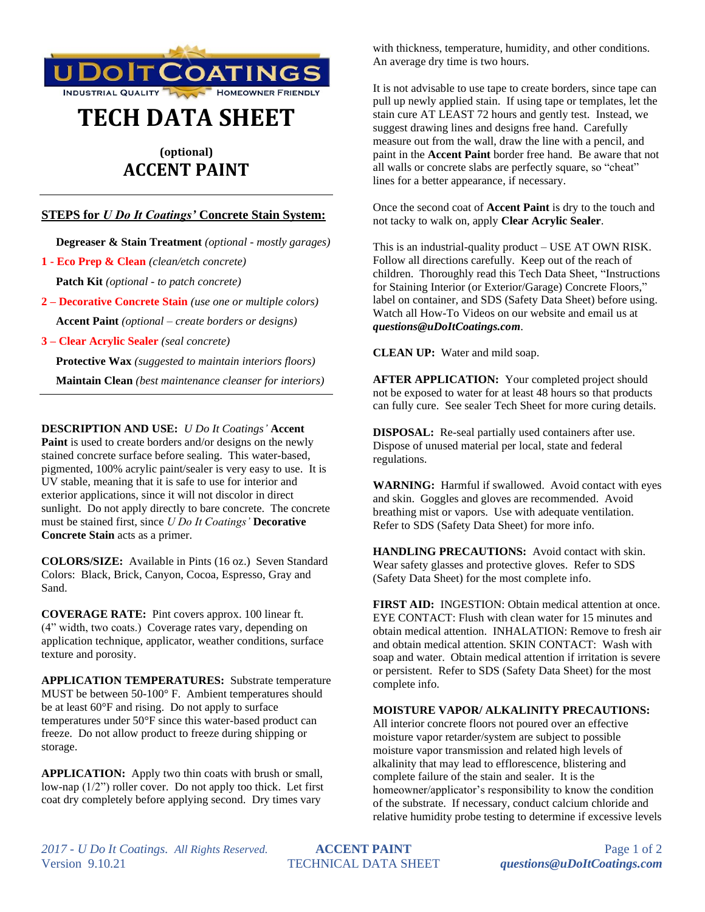UDOITCOATINGS

INDUSTRIAL QUALITY — HOMEOWNER FRIENDLY

# TECH DATA SHEET

## (optional)
## ACCENT PAINT

---

**STEPS for *U Do It Coatings'* Concrete Stain System:**

**Degreaser & Stain Treatment** *(optional - mostly garages)*

**1 - Eco Prep & Clean** *(clean/etch concrete)*

**Patch Kit** *(optional - to patch concrete)*

**2 – Decorative Concrete Stain** *(use one or multiple colors)*

**Accent Paint** *(optional – create borders or designs)*

**3 – Clear Acrylic Sealer** *(seal concrete)*

**Protective Wax** *(suggested to maintain interiors floors)*

**Maintain Clean** *(best maintenance cleanser for interiors)*

---

**DESCRIPTION AND USE:** *U Do It Coatings'* **Accent Paint** is used to create borders and/or designs on the newly stained concrete surface before sealing. This water-based, pigmented, 100% acrylic paint/sealer is very easy to use. It is UV stable, meaning that it is safe to use for interior and exterior applications, since it will not discolor in direct sunlight. Do not apply directly to bare concrete. The concrete must be stained first, since *U Do It Coatings'* **Decorative Concrete Stain** acts as a primer.

**COLORS/SIZE:** Available in Pints (16 oz.) Seven Standard Colors: Black, Brick, Canyon, Cocoa, Espresso, Gray and Sand.

**COVERAGE RATE:** Pint covers approx. 100 linear ft. (4" width, two coats.) Coverage rates vary, depending on application technique, applicator, weather conditions, surface texture and porosity.

**APPLICATION TEMPERATURES:** Substrate temperature MUST be between 50-100° F. Ambient temperatures should be at least 60°F and rising. Do not apply to surface temperatures under 50°F since this water-based product can freeze. Do not allow product to freeze during shipping or storage.

**APPLICATION:** Apply two thin coats with brush or small, low-nap (1/2") roller cover. Do not apply too thick. Let first coat dry completely before applying second. Dry times vary with thickness, temperature, humidity, and other conditions. An average dry time is two hours.

It is not advisable to use tape to create borders, since tape can pull up newly applied stain. If using tape or templates, let the stain cure AT LEAST 72 hours and gently test. Instead, we suggest drawing lines and designs free hand. Carefully measure out from the wall, draw the line with a pencil, and paint in the **Accent Paint** border free hand. Be aware that not all walls or concrete slabs are perfectly square, so "cheat" lines for a better appearance, if necessary.

Once the second coat of **Accent Paint** is dry to the touch and not tacky to walk on, apply **Clear Acrylic Sealer**.

This is an industrial-quality product – USE AT OWN RISK. Follow all directions carefully. Keep out of the reach of children. Thoroughly read this Tech Data Sheet, "Instructions for Staining Interior (or Exterior/Garage) Concrete Floors," label on container, and SDS (Safety Data Sheet) before using. Watch all How-To Videos on our website and email us at ***questions@uDoItCoatings.com***.

**CLEAN UP:** Water and mild soap.

**AFTER APPLICATION:** Your completed project should not be exposed to water for at least 48 hours so that products can fully cure. See sealer Tech Sheet for more curing details.

**DISPOSAL:** Re-seal partially used containers after use. Dispose of unused material per local, state and federal regulations.

**WARNING:** Harmful if swallowed. Avoid contact with eyes and skin. Goggles and gloves are recommended. Avoid breathing mist or vapors. Use with adequate ventilation. Refer to SDS (Safety Data Sheet) for more info.

**HANDLING PRECAUTIONS:** Avoid contact with skin. Wear safety glasses and protective gloves. Refer to SDS (Safety Data Sheet) for the most complete info.

**FIRST AID:** INGESTION: Obtain medical attention at once. EYE CONTACT: Flush with clean water for 15 minutes and obtain medical attention. INHALATION: Remove to fresh air and obtain medical attention. SKIN CONTACT: Wash with soap and water. Obtain medical attention if irritation is severe or persistent. Refer to SDS (Safety Data Sheet) for the most complete info.

**MOISTURE VAPOR/ ALKALINITY PRECAUTIONS:** All interior concrete floors not poured over an effective moisture vapor retarder/system are subject to possible moisture vapor transmission and related high levels of alkalinity that may lead to efflorescence, blistering and complete failure of the stain and sealer. It is the homeowner/applicator's responsibility to know the condition of the substrate. If necessary, conduct calcium chloride and relative humidity probe testing to determine if excessive levels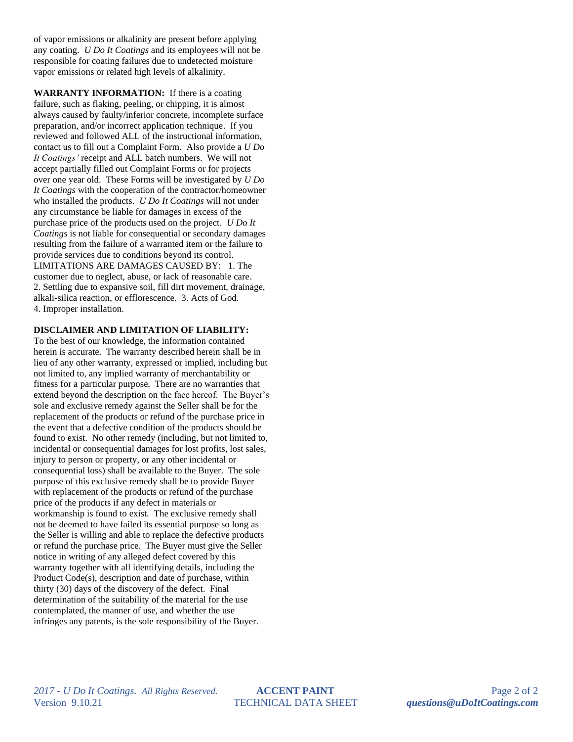of vapor emissions or alkalinity are present before applying any coating. *U Do It Coatings* and its employees will not be responsible for coating failures due to undetected moisture vapor emissions or related high levels of alkalinity.

**WARRANTY INFORMATION:** If there is a coating failure, such as flaking, peeling, or chipping, it is almost always caused by faulty/inferior concrete, incomplete surface preparation, and/or incorrect application technique. If you reviewed and followed ALL of the instructional information, contact us to fill out a Complaint Form. Also provide a *U Do It Coatings'* receipt and ALL batch numbers. We will not accept partially filled out Complaint Forms or for projects over one year old. These Forms will be investigated by *U Do It Coatings* with the cooperation of the contractor/homeowner who installed the products. *U Do It Coatings* will not under any circumstance be liable for damages in excess of the purchase price of the products used on the project. *U Do It Coatings* is not liable for consequential or secondary damages resulting from the failure of a warranted item or the failure to provide services due to conditions beyond its control. LIMITATIONS ARE DAMAGES CAUSED BY: 1. The customer due to neglect, abuse, or lack of reasonable care. 2. Settling due to expansive soil, fill dirt movement, drainage, alkali-silica reaction, or efflorescence. 3. Acts of God. 4. Improper installation.

**DISCLAIMER AND LIMITATION OF LIABILITY:** To the best of our knowledge, the information contained herein is accurate. The warranty described herein shall be in lieu of any other warranty, expressed or implied, including but not limited to, any implied warranty of merchantability or fitness for a particular purpose. There are no warranties that extend beyond the description on the face hereof. The Buyer's sole and exclusive remedy against the Seller shall be for the replacement of the products or refund of the purchase price in the event that a defective condition of the products should be found to exist. No other remedy (including, but not limited to, incidental or consequential damages for lost profits, lost sales, injury to person or property, or any other incidental or consequential loss) shall be available to the Buyer. The sole purpose of this exclusive remedy shall be to provide Buyer with replacement of the products or refund of the purchase price of the products if any defect in materials or workmanship is found to exist. The exclusive remedy shall not be deemed to have failed its essential purpose so long as the Seller is willing and able to replace the defective products or refund the purchase price. The Buyer must give the Seller notice in writing of any alleged defect covered by this warranty together with all identifying details, including the Product Code(s), description and date of purchase, within thirty (30) days of the discovery of the defect. Final determination of the suitability of the material for the use contemplated, the manner of use, and whether the use infringes any patents, is the sole responsibility of the Buyer.